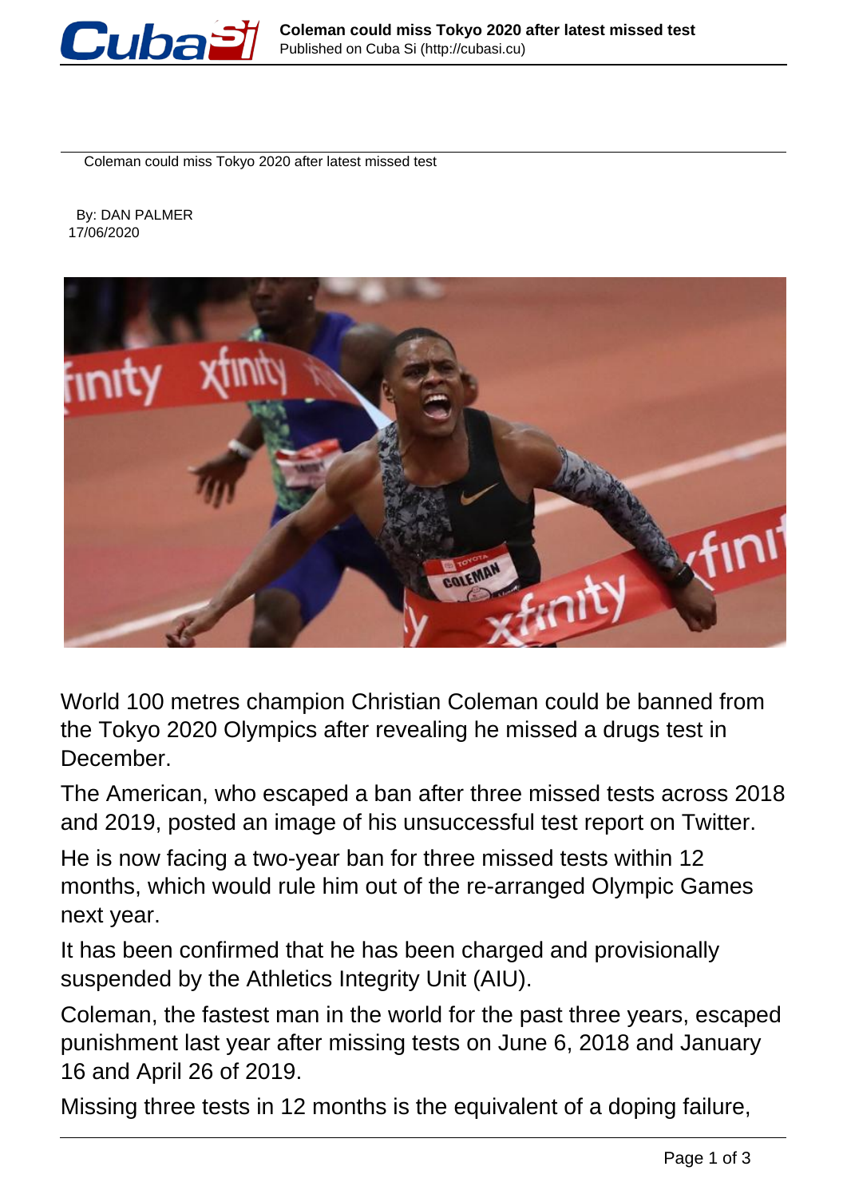# Coleman could miss Tokyo 2020 after latest missed test

By: DAN PALMER
17/06/2020

World 100 metres champion Christian Coleman could be banned from the Tokyo 2020 Olympics after revealing he missed a drugs test in December.

The American, who escaped a ban after three missed tests across 2018 and 2019, posted an image of his unsuccessful test report on Twitter.

He is now facing a two-year ban for three missed tests within 12 months, which would rule him out of the re-arranged Olympic Games next year.

It has been confirmed that he has been charged and provisionally suspended by the Athletics Integrity Unit (AIU).

Coleman, the fastest man in the world for the past three years, escaped punishment last year after missing tests on June 6, 2018 and January 16 and April 26 of 2019.

Missing three tests in 12 months is the equivalent of a doping failure,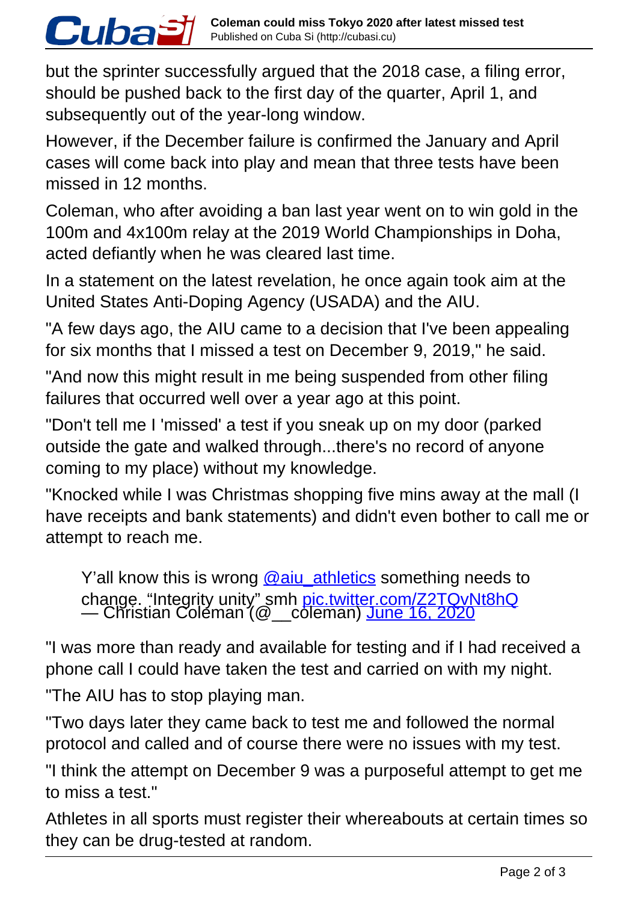but the sprinter successfully argued that the 2018 case, a filing error, should be pushed back to the first day of the quarter, April 1, and subsequently out of the year-long window.

However, if the December failure is confirmed the January and April cases will come back into play and mean that three tests have been missed in 12 months.

Coleman, who after avoiding a ban last year went on to win gold in the 100m and 4x100m relay at the 2019 World Championships in Doha, acted defiantly when he was cleared last time.

In a statement on the latest revelation, he once again took aim at the United States Anti-Doping Agency (USADA) and the AIU.

"A few days ago, the AIU came to a decision that I've been appealing for six months that I missed a test on December 9, 2019," he said.

"And now this might result in me being suspended from other filing failures that occurred well over a year ago at this point.

"Don't tell me I 'missed' a test if you sneak up on my door (parked outside the gate and walked through...there's no record of anyone coming to my place) without my knowledge.

"Knocked while I was Christmas shopping five mins away at the mall (I have receipts and bank statements) and didn't even bother to call me or attempt to reach me.

> Y'all know this is wrong @aiu_athletics something needs to change. "Integrity unity" smh pic.twitter.com/Z2TQvNt8hQ
> — Christian Coleman (@__coleman) June 16, 2020

"I was more than ready and available for testing and if I had received a phone call I could have taken the test and carried on with my night.

"The AIU has to stop playing man.

"Two days later they came back to test me and followed the normal protocol and called and of course there were no issues with my test.

"I think the attempt on December 9 was a purposeful attempt to get me to miss a test."

Athletes in all sports must register their whereabouts at certain times so they can be drug-tested at random.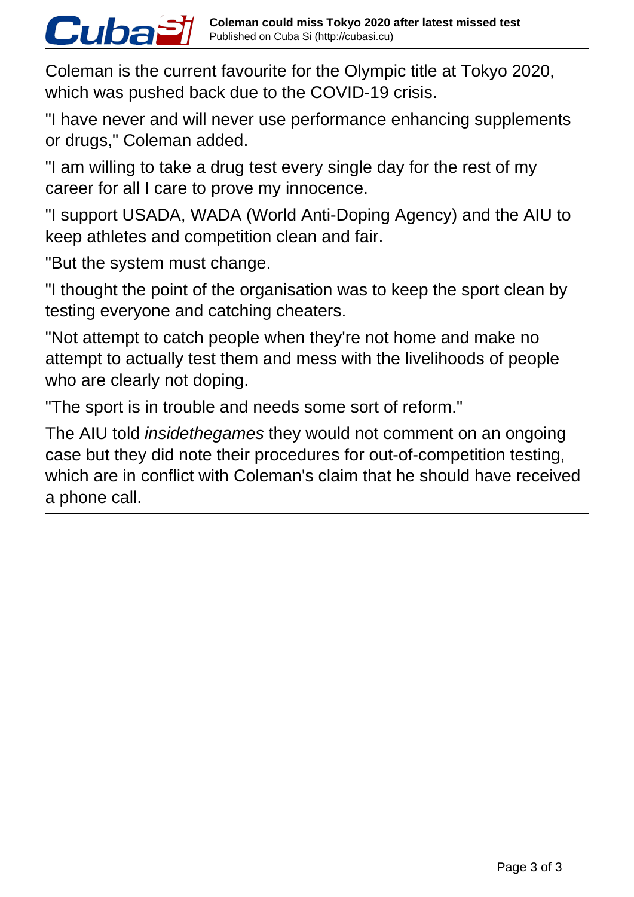Coleman is the current favourite for the Olympic title at Tokyo 2020, which was pushed back due to the COVID-19 crisis.

"I have never and will never use performance enhancing supplements or drugs," Coleman added.

"I am willing to take a drug test every single day for the rest of my career for all I care to prove my innocence.

"I support USADA, WADA (World Anti-Doping Agency) and the AIU to keep athletes and competition clean and fair.

"But the system must change.

"I thought the point of the organisation was to keep the sport clean by testing everyone and catching cheaters.

"Not attempt to catch people when they're not home and make no attempt to actually test them and mess with the livelihoods of people who are clearly not doping.

"The sport is in trouble and needs some sort of reform."

The AIU told *insidethegames* they would not comment on an ongoing case but they did note their procedures for out-of-competition testing, which are in conflict with Coleman's claim that he should have received a phone call.